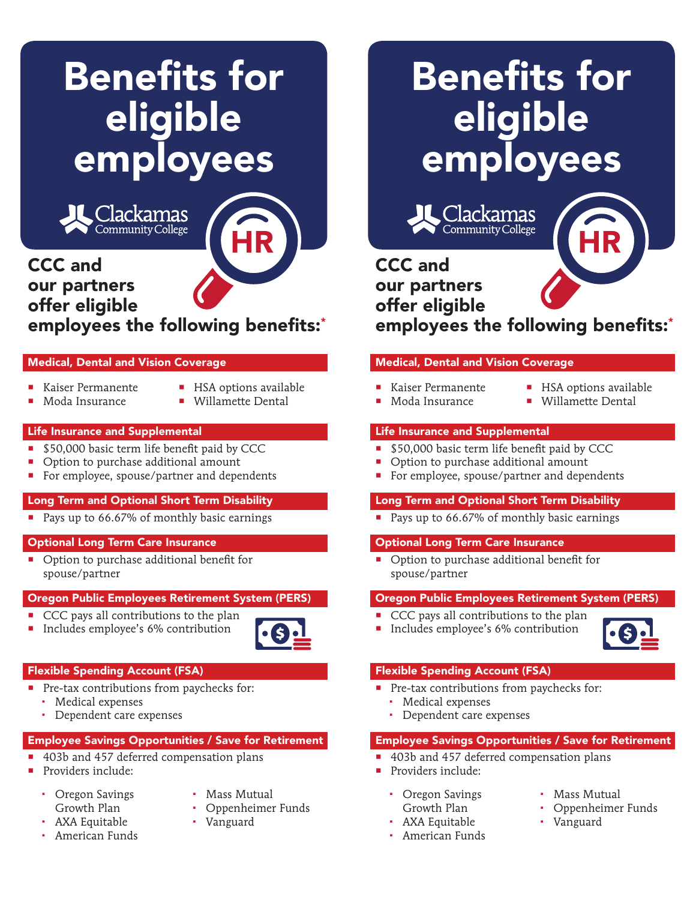# Benefits for eligible employees

Clackamas Community College

HR

## CCC and our partners offer eligible employees the following benefits:*

### Medical, Dental and Vision Coverage

- Kaiser Permanente
- Moda Insurance
- HSA options available
- Willamette Dental

### Life Insurance and Supplemental

- $50,000 basic term life benefit paid by CCC
- Option to purchase additional amount
- For employee, spouse/partner and dependents

### Long Term and Optional Short Term Disability

- Pays up to 66.67% of monthly basic earnings

### Optional Long Term Care Insurance

- Option to purchase additional benefit for spouse/partner

### Oregon Public Employees Retirement System (PERS)

- CCC pays all contributions to the plan
- Includes employee's 6% contribution

### Flexible Spending Account (FSA)

- Pre-tax contributions from paychecks for:
  - Medical expenses
  - Dependent care expenses

### Employee Savings Opportunities / Save for Retirement

- 403b and 457 deferred compensation plans
- Providers include:
  - Oregon Savings Growth Plan
  - AXA Equitable
  - American Funds
  - Mass Mutual
  - Oppenheimer Funds
  - Vanguard

# Benefits for eligible employees

Clackamas Community College

HR

## CCC and our partners offer eligible employees the following benefits:*

### Medical, Dental and Vision Coverage

- Kaiser Permanente
- Moda Insurance
- HSA options available
- Willamette Dental

### Life Insurance and Supplemental

- $50,000 basic term life benefit paid by CCC
- Option to purchase additional amount
- For employee, spouse/partner and dependents

### Long Term and Optional Short Term Disability

- Pays up to 66.67% of monthly basic earnings

### Optional Long Term Care Insurance

- Option to purchase additional benefit for spouse/partner

### Oregon Public Employees Retirement System (PERS)

- CCC pays all contributions to the plan
- Includes employee's 6% contribution

### Flexible Spending Account (FSA)

- Pre-tax contributions from paychecks for:
  - Medical expenses
  - Dependent care expenses

### Employee Savings Opportunities / Save for Retirement

- 403b and 457 deferred compensation plans
- Providers include:
  - Oregon Savings Growth Plan
  - AXA Equitable
  - American Funds
  - Mass Mutual
  - Oppenheimer Funds
  - Vanguard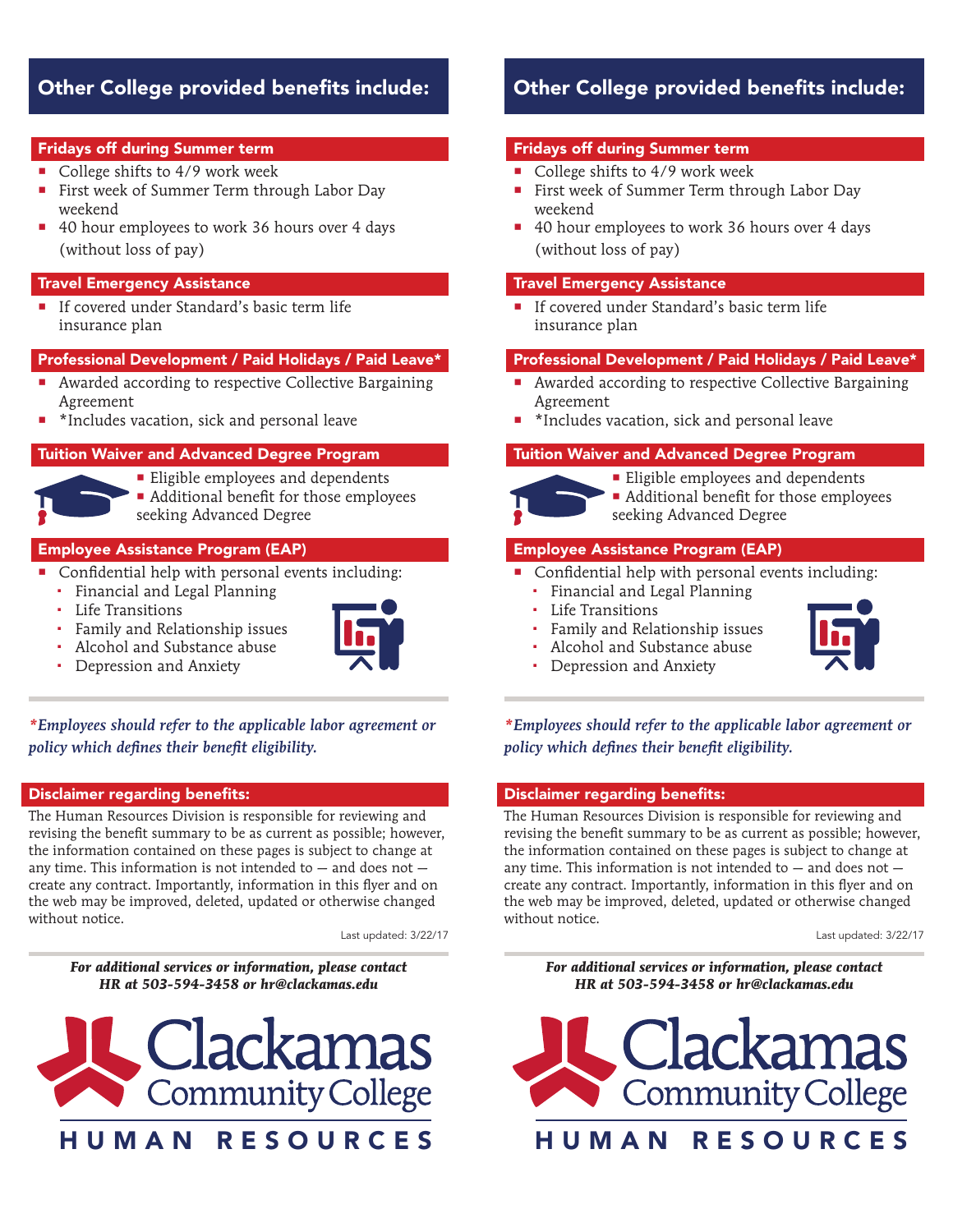## Other College provided benefits include:

### Fridays off during Summer term

- College shifts to 4/9 work week
- First week of Summer Term through Labor Day weekend
- 40 hour employees to work 36 hours over 4 days (without loss of pay)

### Travel Emergency Assistance

- If covered under Standard's basic term life insurance plan

### Professional Development / Paid Holidays / Paid Leave*

- Awarded according to respective Collective Bargaining Agreement
- *Includes vacation, sick and personal leave

### Tuition Waiver and Advanced Degree Program

- Eligible employees and dependents
- Additional benefit for those employees seeking Advanced Degree

### Employee Assistance Program (EAP)

- Confidential help with personal events including:
  - Financial and Legal Planning
  - Life Transitions
  - Family and Relationship issues
  - Alcohol and Substance abuse
  - Depression and Anxiety

*\*Employees should refer to the applicable labor agreement or policy which defines their benefit eligibility.*

### Disclaimer regarding benefits:

The Human Resources Division is responsible for reviewing and revising the benefit summary to be as current as possible; however, the information contained on these pages is subject to change at any time. This information is not intended to — and does not — create any contract. Importantly, information in this flyer and on the web may be improved, deleted, updated or otherwise changed without notice.

Last updated: 3/22/17

***For additional services or information, please contact HR at 503-594-3458 or hr@clackamas.edu***

Clackamas Community College

HUMAN RESOURCES